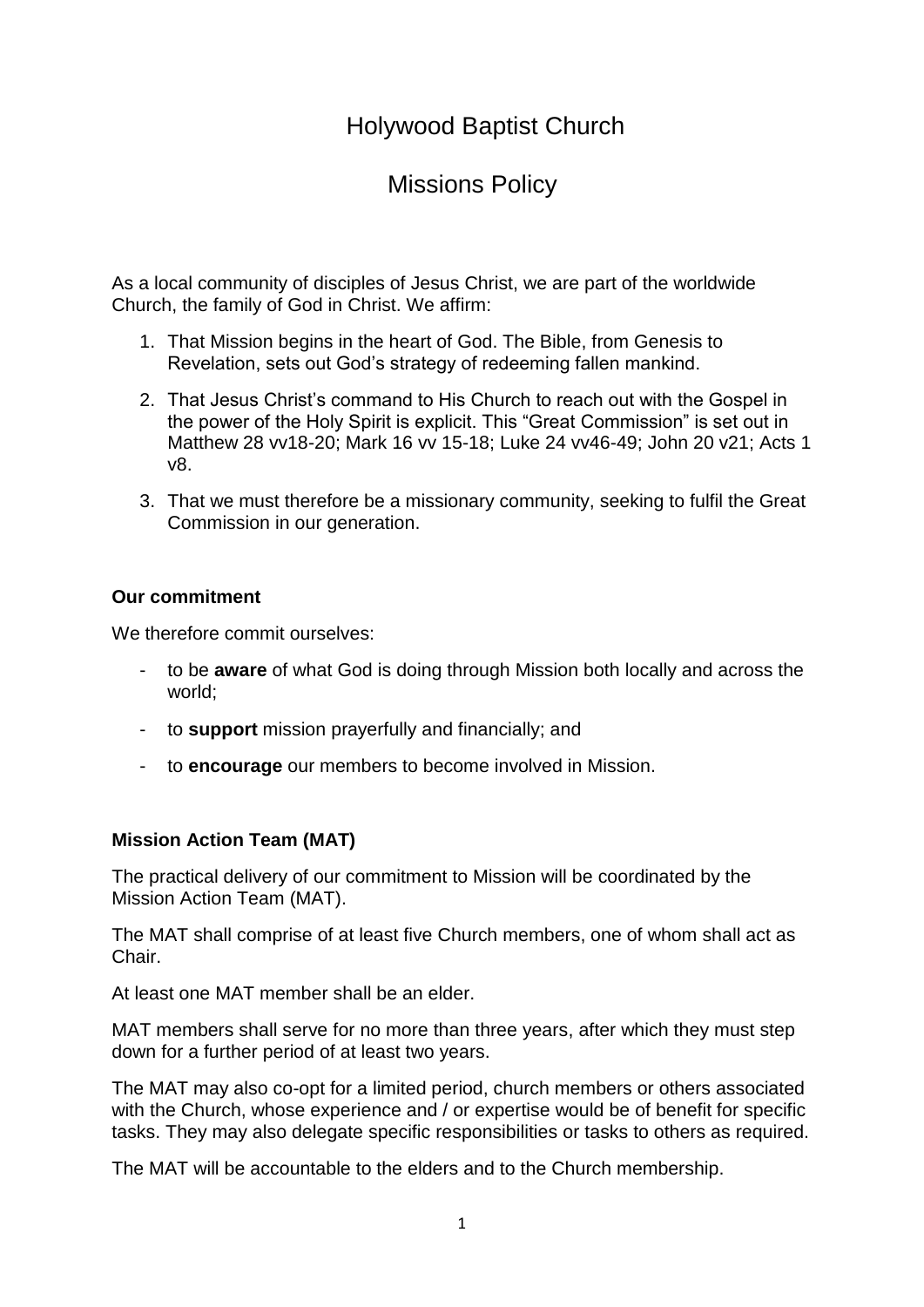# Holywood Baptist Church

# Missions Policy

As a local community of disciples of Jesus Christ, we are part of the worldwide Church, the family of God in Christ. We affirm:

1. That Mission begins in the heart of God. The Bible, from Genesis to Revelation, sets out God's strategy of redeeming fallen mankind.
2. That Jesus Christ's command to His Church to reach out with the Gospel in the power of the Holy Spirit is explicit. This "Great Commission" is set out in Matthew 28 vv18-20; Mark 16 vv 15-18; Luke 24 vv46-49; John 20 v21; Acts 1 v8.
3. That we must therefore be a missionary community, seeking to fulfil the Great Commission in our generation.

### Our commitment

We therefore commit ourselves:

- to be **aware** of what God is doing through Mission both locally and across the world;
- to **support** mission prayerfully and financially; and
- to **encourage** our members to become involved in Mission.

### Mission Action Team (MAT)

The practical delivery of our commitment to Mission will be coordinated by the Mission Action Team (MAT).

The MAT shall comprise of at least five Church members, one of whom shall act as Chair.

At least one MAT member shall be an elder.

MAT members shall serve for no more than three years, after which they must step down for a further period of at least two years.

The MAT may also co-opt for a limited period, church members or others associated with the Church, whose experience and / or expertise would be of benefit for specific tasks. They may also delegate specific responsibilities or tasks to others as required.

The MAT will be accountable to the elders and to the Church membership.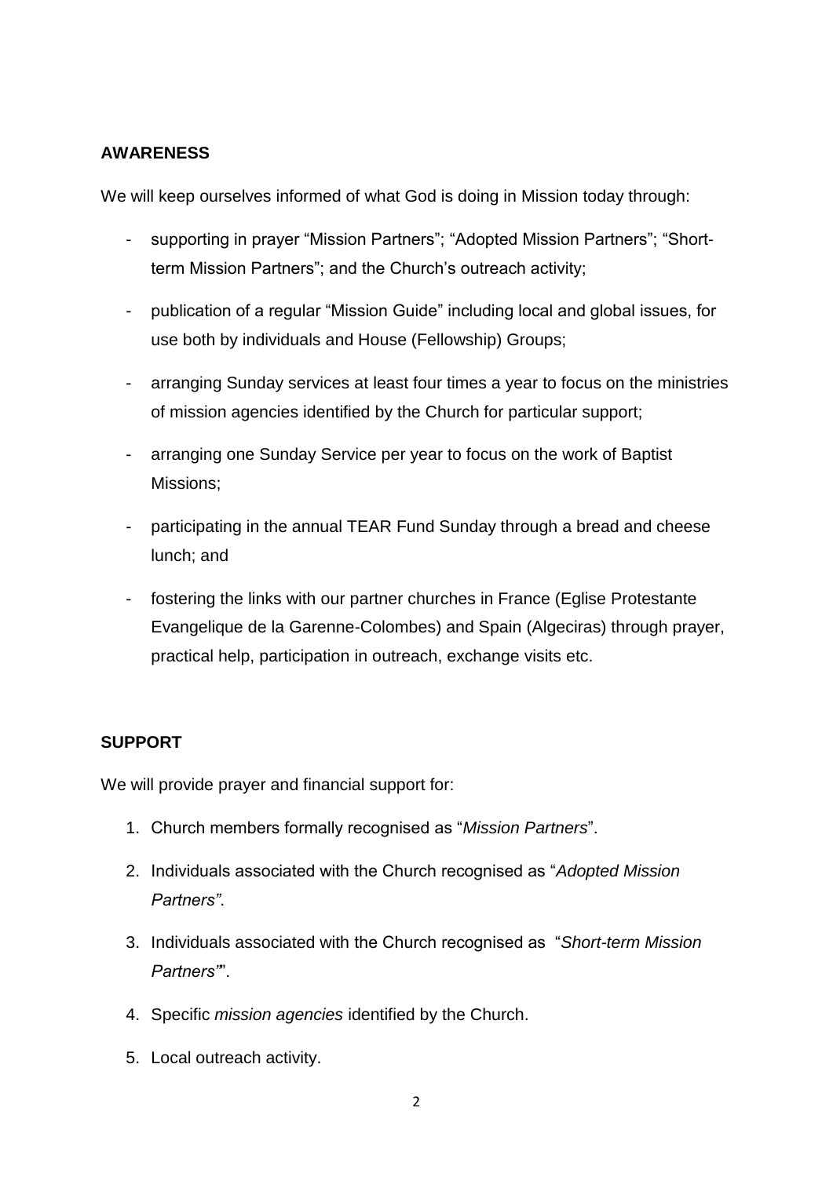**AWARENESS**

We will keep ourselves informed of what God is doing in Mission today through:

- supporting in prayer "Mission Partners"; "Adopted Mission Partners"; "Short-term Mission Partners"; and the Church's outreach activity;
- publication of a regular "Mission Guide" including local and global issues, for use both by individuals and House (Fellowship) Groups;
- arranging Sunday services at least four times a year to focus on the ministries of mission agencies identified by the Church for particular support;
- arranging one Sunday Service per year to focus on the work of Baptist Missions;
- participating in the annual TEAR Fund Sunday through a bread and cheese lunch; and
- fostering the links with our partner churches in France (Eglise Protestante Evangelique de la Garenne-Colombes) and Spain (Algeciras) through prayer, practical help, participation in outreach, exchange visits etc.

**SUPPORT**

We will provide prayer and financial support for:

1. Church members formally recognised as "*Mission Partners*".
2. Individuals associated with the Church recognised as "*Adopted Mission Partners"*.
3. Individuals associated with the Church recognised as "*Short-term Mission Partners"*".
4. Specific *mission agencies* identified by the Church.
5. Local outreach activity.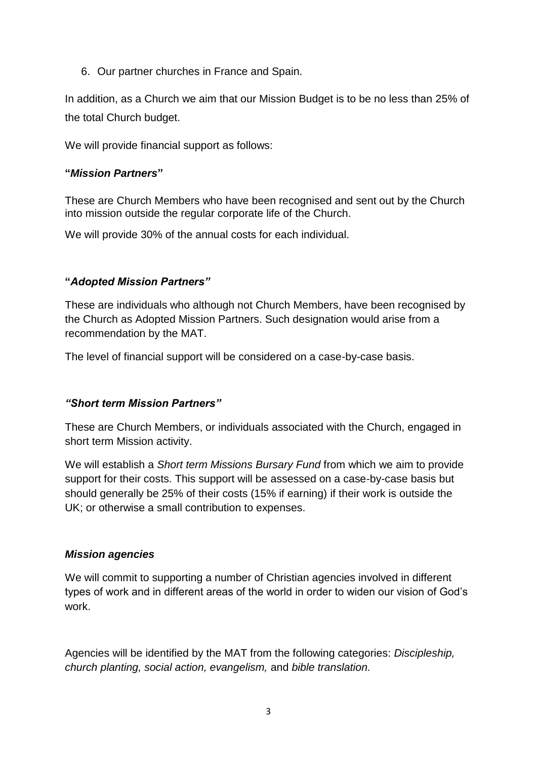6. Our partner churches in France and Spain.

In addition, as a Church we aim that our Mission Budget is to be no less than 25% of the total Church budget.

We will provide financial support as follows:

### "*Mission Partners*"

These are Church Members who have been recognised and sent out by the Church into mission outside the regular corporate life of the Church.

We will provide 30% of the annual costs for each individual.

### "*Adopted Mission Partners"*

These are individuals who although not Church Members, have been recognised by the Church as Adopted Mission Partners. Such designation would arise from a recommendation by the MAT.

The level of financial support will be considered on a case-by-case basis.

### *"Short term Mission Partners"*

These are Church Members, or individuals associated with the Church, engaged in short term Mission activity.

We will establish a *Short term Missions Bursary Fund* from which we aim to provide support for their costs. This support will be assessed on a case-by-case basis but should generally be 25% of their costs (15% if earning) if their work is outside the UK; or otherwise a small contribution to expenses.

### *Mission agencies*

We will commit to supporting a number of Christian agencies involved in different types of work and in different areas of the world in order to widen our vision of God's work.

Agencies will be identified by the MAT from the following categories: *Discipleship, church planting, social action, evangelism,* and *bible translation.*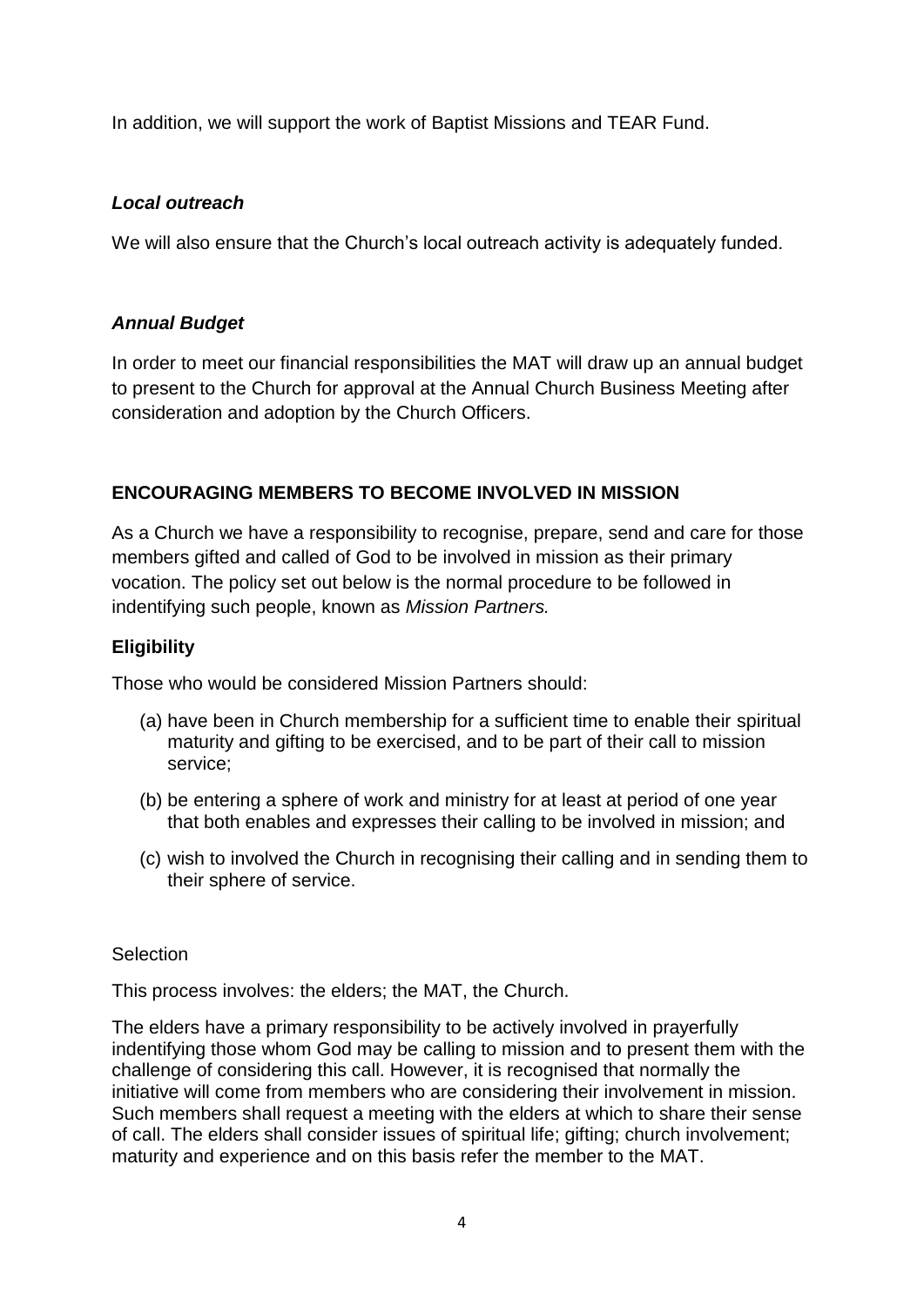In addition, we will support the work of Baptist Missions and TEAR Fund.

### ***Local outreach***

We will also ensure that the Church's local outreach activity is adequately funded.

### ***Annual Budget***

In order to meet our financial responsibilities the MAT will draw up an annual budget to present to the Church for approval at the Annual Church Business Meeting after consideration and adoption by the Church Officers.

## **ENCOURAGING MEMBERS TO BECOME INVOLVED IN MISSION**

As a Church we have a responsibility to recognise, prepare, send and care for those members gifted and called of God to be involved in mission as their primary vocation. The policy set out below is the normal procedure to be followed in indentifying such people, known as *Mission Partners.*

### **Eligibility**

Those who would be considered Mission Partners should:

(a) have been in Church membership for a sufficient time to enable their spiritual maturity and gifting to be exercised, and to be part of their call to mission service;

(b) be entering a sphere of work and ministry for at least at period of one year that both enables and expresses their calling to be involved in mission; and

(c) wish to involved the Church in recognising their calling and in sending them to their sphere of service.

Selection

This process involves: the elders; the MAT, the Church.

The elders have a primary responsibility to be actively involved in prayerfully indentifying those whom God may be calling to mission and to present them with the challenge of considering this call. However, it is recognised that normally the initiative will come from members who are considering their involvement in mission. Such members shall request a meeting with the elders at which to share their sense of call. The elders shall consider issues of spiritual life; gifting; church involvement; maturity and experience and on this basis refer the member to the MAT.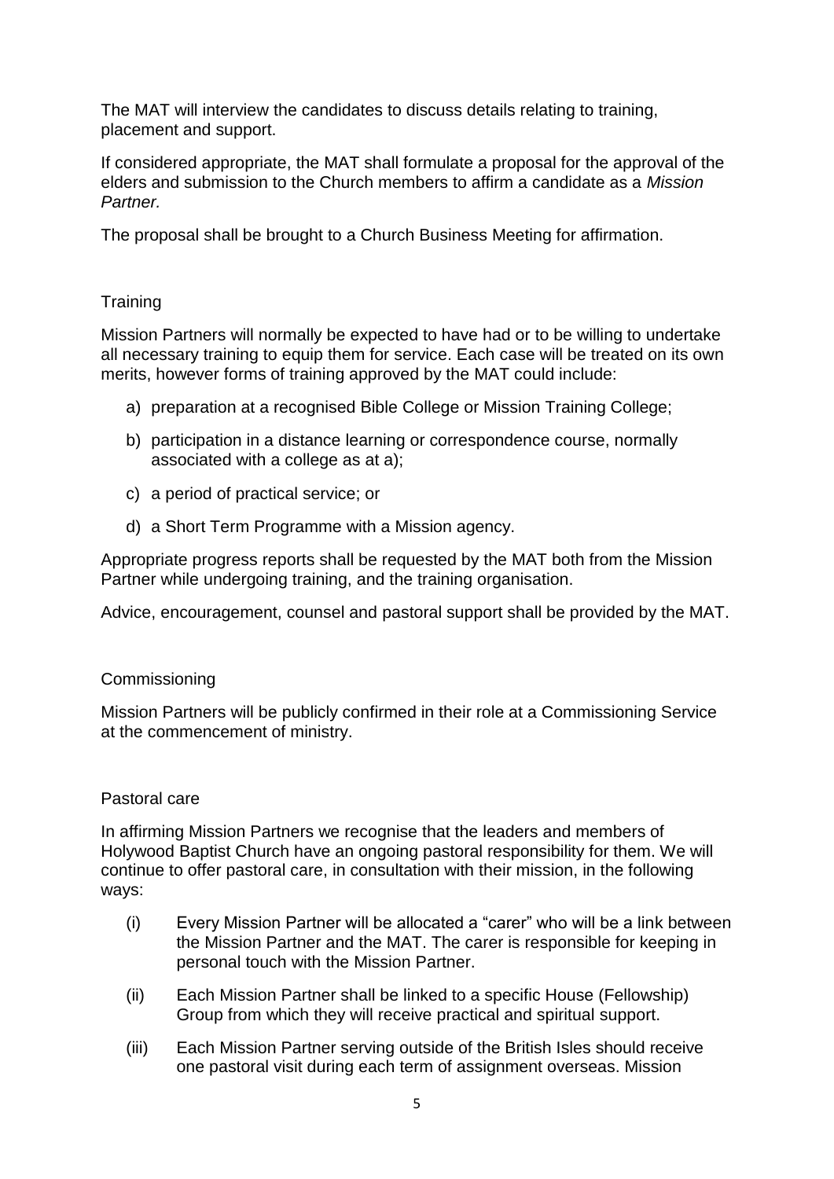The MAT will interview the candidates to discuss details relating to training, placement and support.

If considered appropriate, the MAT shall formulate a proposal for the approval of the elders and submission to the Church members to affirm a candidate as a *Mission Partner.*

The proposal shall be brought to a Church Business Meeting for affirmation.

## Training

Mission Partners will normally be expected to have had or to be willing to undertake all necessary training to equip them for service. Each case will be treated on its own merits, however forms of training approved by the MAT could include:

a) preparation at a recognised Bible College or Mission Training College;

b) participation in a distance learning or correspondence course, normally associated with a college as at a);

c) a period of practical service; or

d) a Short Term Programme with a Mission agency.

Appropriate progress reports shall be requested by the MAT both from the Mission Partner while undergoing training, and the training organisation.

Advice, encouragement, counsel and pastoral support shall be provided by the MAT.

## Commissioning

Mission Partners will be publicly confirmed in their role at a Commissioning Service at the commencement of ministry.

## Pastoral care

In affirming Mission Partners we recognise that the leaders and members of Holywood Baptist Church have an ongoing pastoral responsibility for them. We will continue to offer pastoral care, in consultation with their mission, in the following ways:

(i) Every Mission Partner will be allocated a “carer” who will be a link between the Mission Partner and the MAT. The carer is responsible for keeping in personal touch with the Mission Partner.

(ii) Each Mission Partner shall be linked to a specific House (Fellowship) Group from which they will receive practical and spiritual support.

(iii) Each Mission Partner serving outside of the British Isles should receive one pastoral visit during each term of assignment overseas. Mission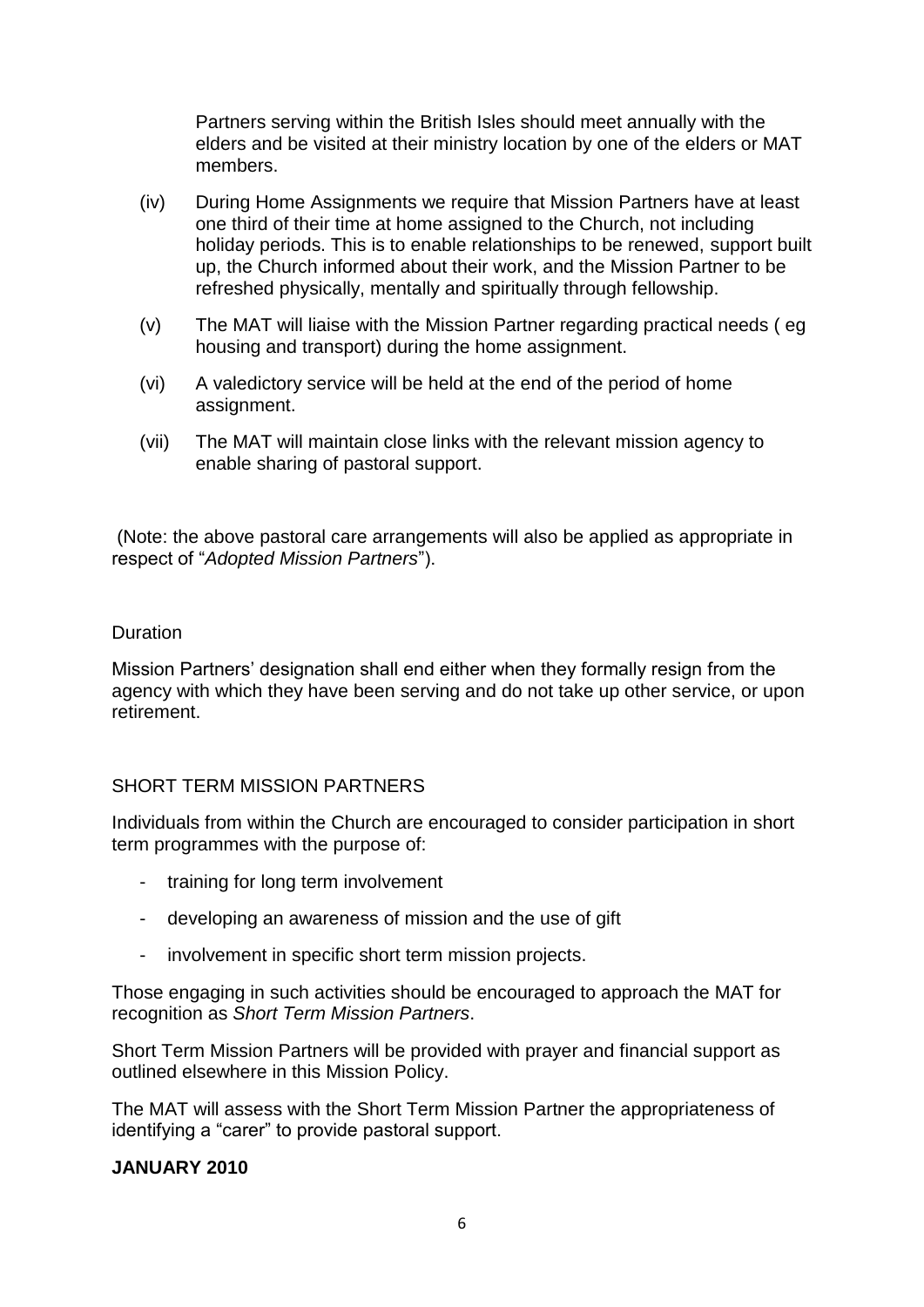Partners serving within the British Isles should meet annually with the elders and be visited at their ministry location by one of the elders or MAT members.

(iv) During Home Assignments we require that Mission Partners have at least one third of their time at home assigned to the Church, not including holiday periods. This is to enable relationships to be renewed, support built up, the Church informed about their work, and the Mission Partner to be refreshed physically, mentally and spiritually through fellowship.

(v) The MAT will liaise with the Mission Partner regarding practical needs ( eg housing and transport) during the home assignment.

(vi) A valedictory service will be held at the end of the period of home assignment.

(vii) The MAT will maintain close links with the relevant mission agency to enable sharing of pastoral support.

(Note: the above pastoral care arrangements will also be applied as appropriate in respect of "*Adopted Mission Partners*").

Duration

Mission Partners' designation shall end either when they formally resign from the agency with which they have been serving and do not take up other service, or upon retirement.

SHORT TERM MISSION PARTNERS

Individuals from within the Church are encouraged to consider participation in short term programmes with the purpose of:

- training for long term involvement
- developing an awareness of mission and the use of gift
- involvement in specific short term mission projects.

Those engaging in such activities should be encouraged to approach the MAT for recognition as *Short Term Mission Partners*.

Short Term Mission Partners will be provided with prayer and financial support as outlined elsewhere in this Mission Policy.

The MAT will assess with the Short Term Mission Partner the appropriateness of identifying a "carer" to provide pastoral support.

**JANUARY 2010**